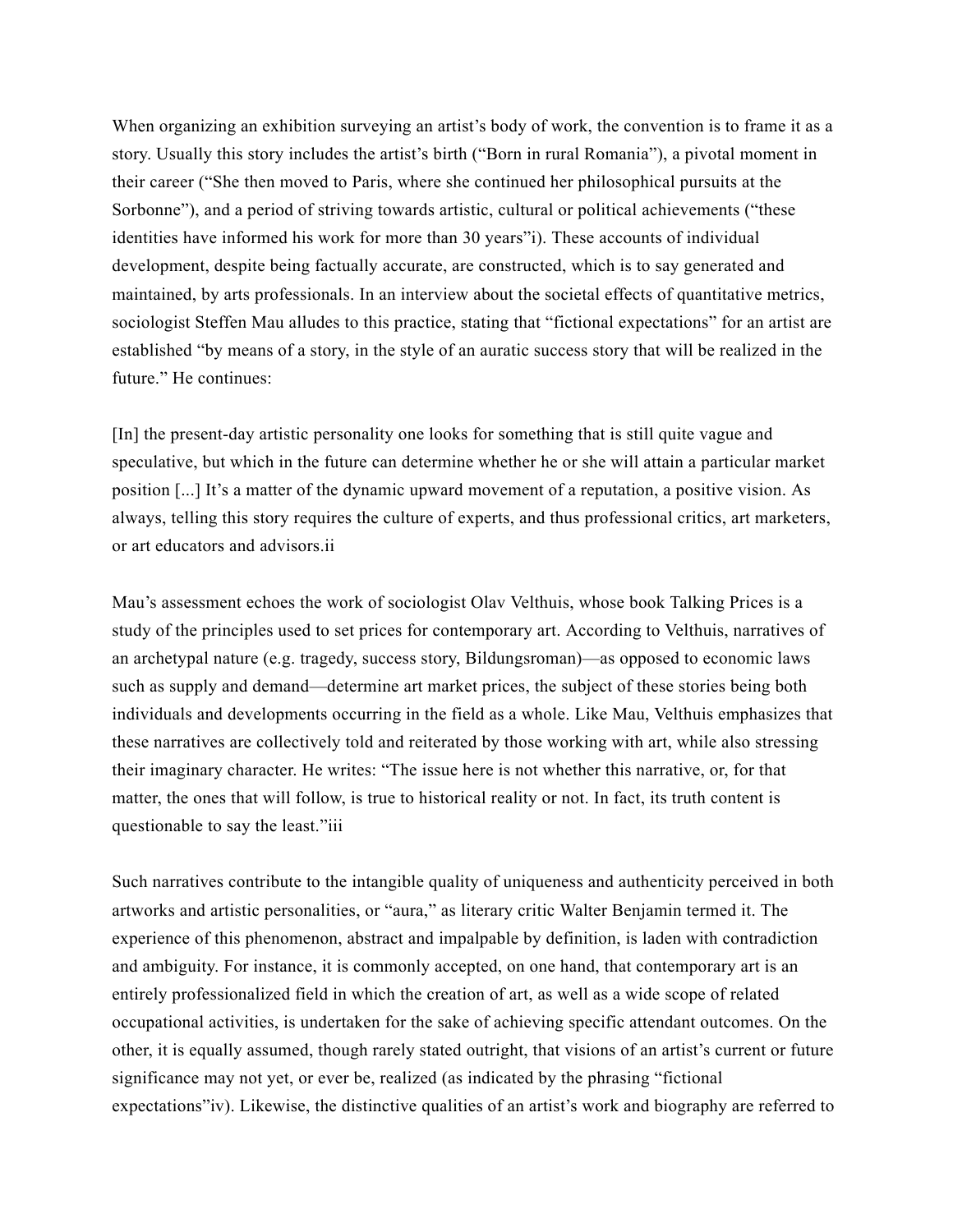When organizing an exhibition surveying an artist's body of work, the convention is to frame it as a story. Usually this story includes the artist's birth ("Born in rural Romania"), a pivotal moment in their career ("She then moved to Paris, where she continued her philosophical pursuits at the Sorbonne"), and a period of striving towards artistic, cultural or political achievements ("these identities have informed his work for more than 30 years"[i]). These accounts of individual development, despite being factually accurate, are constructed, which is to say generated and maintained, by arts professionals. In an interview about the societal effects of quantitative metrics, sociologist Steffen Mau alludes to this practice, stating that "fictional expectations" for an artist are established "by means of a story, in the style of an auratic success story that will be realized in the future." He continues:

[In] the present-day artistic personality one looks for something that is still quite vague and speculative, but which in the future can determine whether he or she will attain a particular market position [...] It's a matter of the dynamic upward movement of a reputation, a positive vision. As always, telling this story requires the culture of experts, and thus professional critics, art marketers, or art educators and advisors.[ii]

Mau's assessment echoes the work of sociologist Olav Velthuis, whose book Talking Prices is a study of the principles used to set prices for contemporary art. According to Velthuis, narratives of an archetypal nature (e.g. tragedy, success story, Bildungsroman)—as opposed to economic laws such as supply and demand—determine art market prices, the subject of these stories being both individuals and developments occurring in the field as a whole. Like Mau, Velthuis emphasizes that these narratives are collectively told and reiterated by those working with art, while also stressing their imaginary character. He writes: "The issue here is not whether this narrative, or, for that matter, the ones that will follow, is true to historical reality or not. In fact, its truth content is questionable to say the least."[iii]

Such narratives contribute to the intangible quality of uniqueness and authenticity perceived in both artworks and artistic personalities, or "aura," as literary critic Walter Benjamin termed it. The experience of this phenomenon, abstract and impalpable by definition, is laden with contradiction and ambiguity. For instance, it is commonly accepted, on one hand, that contemporary art is an entirely professionalized field in which the creation of art, as well as a wide scope of related occupational activities, is undertaken for the sake of achieving specific attendant outcomes. On the other, it is equally assumed, though rarely stated outright, that visions of an artist's current or future significance may not yet, or ever be, realized (as indicated by the phrasing "fictional expectations"[iv]). Likewise, the distinctive qualities of an artist's work and biography are referred to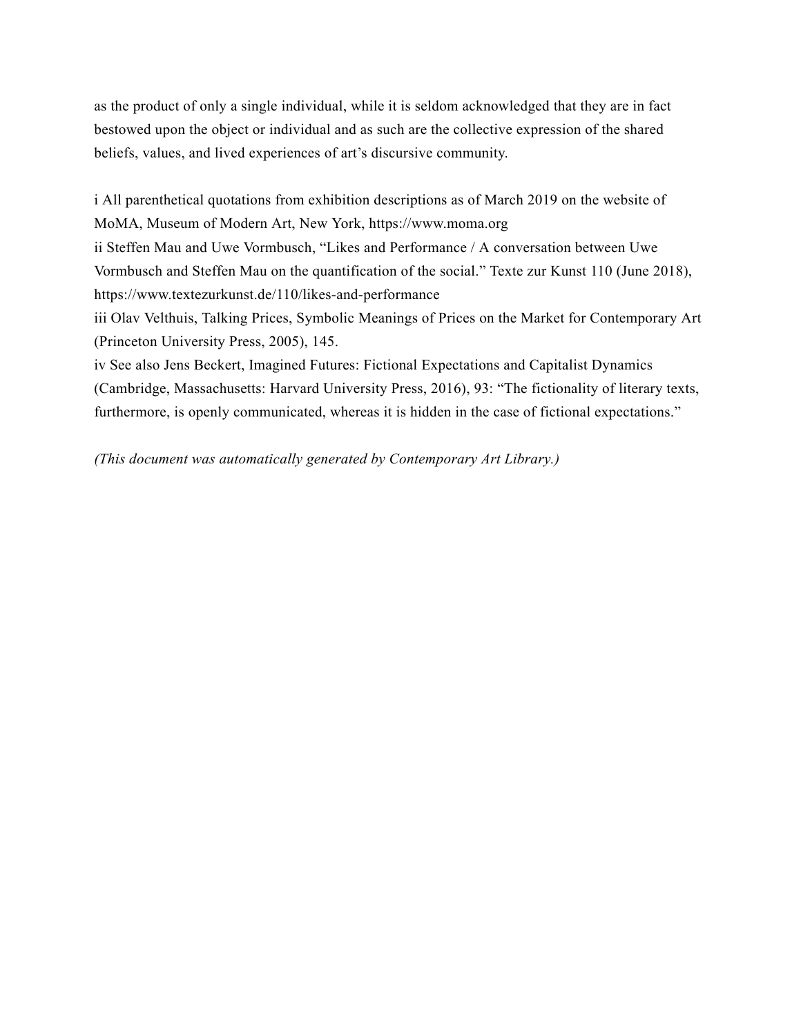as the product of only a single individual, while it is seldom acknowledged that they are in fact bestowed upon the object or individual and as such are the collective expression of the shared beliefs, values, and lived experiences of art's discursive community.

i All parenthetical quotations from exhibition descriptions as of March 2019 on the website of MoMA, Museum of Modern Art, New York, https://www.moma.org
ii Steffen Mau and Uwe Vormbusch, "Likes and Performance / A conversation between Uwe Vormbusch and Steffen Mau on the quantification of the social." Texte zur Kunst 110 (June 2018), https://www.textezurkunst.de/110/likes-and-performance
iii Olav Velthuis, Talking Prices, Symbolic Meanings of Prices on the Market for Contemporary Art (Princeton University Press, 2005), 145.
iv See also Jens Beckert, Imagined Futures: Fictional Expectations and Capitalist Dynamics (Cambridge, Massachusetts: Harvard University Press, 2016), 93: "The fictionality of literary texts, furthermore, is openly communicated, whereas it is hidden in the case of fictional expectations."

*(This document was automatically generated by Contemporary Art Library.)*